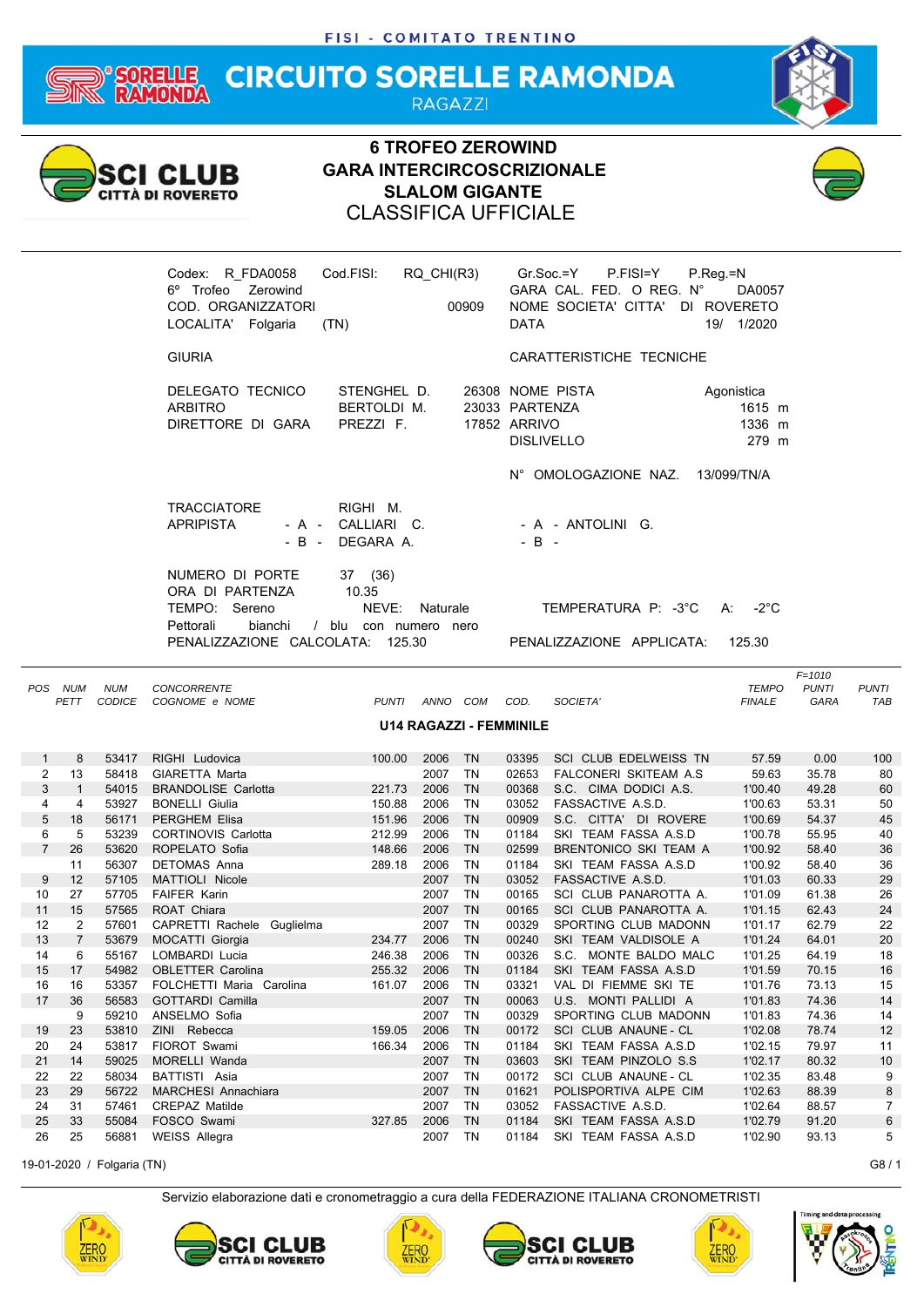FISI - COMITATO TRENTINO

# CIRCUITO SORELLE RAMONDA

RAGAZZI

## 6 TROFEO ZEROWIND
## GARA INTERCIRCOSCRIZIONALE
## SLALOM GIGANTE
## CLASSIFICA UFFICIALE

Codex: R_FDA0058 Cod.FISI: RQ_CHI(R3) Gr.Soc.=Y P.FISI=Y P.Reg.=N
6° Trofeo Zerowind GARA CAL. FED. O REG. N° DA0057
COD. ORGANIZZATORI 00909 NOME SOCIETA' CITTA' DI ROVERETO
LOCALITA' Folgaria (TN) DATA 19/ 1/2020

GIURIA | CARATTERISTICHE TECNICHE

| | | | | |
|---|---|---|---|---|
| DELEGATO TECNICO | STENGHEL D. | 26308 | NOME PISTA | Agonistica |
| ARBITRO | BERTOLDI M. | 23033 | PARTENZA | 1615 m |
| DIRETTORE DI GARA | PREZZI F. | 17852 | ARRIVO | 1336 m |
| | | | DISLIVELLO | 279 m |

N° OMOLOGAZIONE NAZ. 13/099/TN/A

TRACCIATORE RIGHI M.
APRIPISTA - A - CALLIARI C. - A - ANTOLINI G.
- B - DEGARA A. - B -

NUMERO DI PORTE 37 (36)
ORA DI PARTENZA 10.35
TEMPO: Sereno NEVE: Naturale TEMPERATURA P: -3°C A: -2°C
Pettorali bianchi / blu con numero nero
PENALIZZAZIONE CALCOLATA: 125.30 PENALIZZAZIONE APPLICATA: 125.30

### U14 RAGAZZI - FEMMINILE

| POS | NUM PETT | NUM CODICE | CONCORRENTE COGNOME e NOME | PUNTI | ANNO | COM | COD. | SOCIETA' | TEMPO FINALE | F=1010 PUNTI GARA | PUNTI TAB |
|---|---|---|---|---|---|---|---|---|---|---|---|
| 1 | 8 | 53417 | RIGHI Ludovica | 100.00 | 2006 | TN | 03395 | SCI CLUB EDELWEISS TN | 57.59 | 0.00 | 100 |
| 2 | 13 | 58418 | GIARETTA Marta | | 2007 | TN | 02653 | FALCONERI SKITEAM A.S | 59.63 | 35.78 | 80 |
| 3 | 1 | 54015 | BRANDOLISE Carlotta | 221.73 | 2006 | TN | 00368 | S.C. CIMA DODICI A.S. | 1'00.40 | 49.28 | 60 |
| 4 | 4 | 53927 | BONELLI Giulia | 150.88 | 2006 | TN | 03052 | FASSACTIVE A.S.D. | 1'00.63 | 53.31 | 50 |
| 5 | 18 | 56171 | PERGHEM Elisa | 151.96 | 2006 | TN | 00909 | S.C. CITTA' DI ROVERE | 1'00.69 | 54.37 | 45 |
| 6 | 5 | 53239 | CORTINOVIS Carlotta | 212.99 | 2006 | TN | 01184 | SKI TEAM FASSA A.S.D | 1'00.78 | 55.95 | 40 |
| 7 | 26 | 53620 | ROPELATO Sofia | 148.66 | 2006 | TN | 02599 | BRENTONICO SKI TEAM A | 1'00.92 | 58.40 | 36 |
| | 11 | 56307 | DETOMAS Anna | 289.18 | 2006 | TN | 01184 | SKI TEAM FASSA A.S.D | 1'00.92 | 58.40 | 36 |
| 9 | 12 | 57105 | MATTIOLI Nicole | | 2007 | TN | 03052 | FASSACTIVE A.S.D. | 1'01.03 | 60.33 | 29 |
| 10 | 27 | 57705 | FAIFER Karin | | 2007 | TN | 00165 | SCI CLUB PANAROTTA A. | 1'01.09 | 61.38 | 26 |
| 11 | 15 | 57565 | ROAT Chiara | | 2007 | TN | 00165 | SCI CLUB PANAROTTA A. | 1'01.15 | 62.43 | 24 |
| 12 | 2 | 57601 | CAPRETTI Rachele Guglielma | | 2007 | TN | 00329 | SPORTING CLUB MADONN | 1'01.17 | 62.79 | 22 |
| 13 | 7 | 53679 | MOCATTI Giorgia | 234.77 | 2006 | TN | 00240 | SKI TEAM VALDISOLE A | 1'01.24 | 64.01 | 20 |
| 14 | 6 | 55167 | LOMBARDI Lucia | 246.38 | 2006 | TN | 00326 | S.C. MONTE BALDO MALC | 1'01.25 | 64.19 | 18 |
| 15 | 17 | 54982 | OBLETTER Carolina | 255.32 | 2006 | TN | 01184 | SKI TEAM FASSA A.S.D | 1'01.59 | 70.15 | 16 |
| 16 | 16 | 53357 | FOLCHETTI Maria Carolina | 161.07 | 2006 | TN | 03321 | VAL DI FIEMME SKI TE | 1'01.76 | 73.13 | 15 |
| 17 | 36 | 56583 | GOTTARDI Camilla | | 2007 | TN | 00063 | U.S. MONTI PALLIDI A | 1'01.83 | 74.36 | 14 |
| | 9 | 59210 | ANSELMO Sofia | | 2007 | TN | 00329 | SPORTING CLUB MADONN | 1'01.83 | 74.36 | 14 |
| 19 | 23 | 53810 | ZINI Rebecca | 159.05 | 2006 | TN | 00172 | SCI CLUB ANAUNE - CL | 1'02.08 | 78.74 | 12 |
| 20 | 24 | 53817 | FIOROT Swami | 166.34 | 2006 | TN | 01184 | SKI TEAM FASSA A.S.D | 1'02.15 | 79.97 | 11 |
| 21 | 14 | 59025 | MORELLI Wanda | | 2007 | TN | 03603 | SKI TEAM PINZOLO S.S | 1'02.17 | 80.32 | 10 |
| 22 | 22 | 58034 | BATTISTI Asia | | 2007 | TN | 00172 | SCI CLUB ANAUNE - CL | 1'02.35 | 83.48 | 9 |
| 23 | 29 | 56722 | MARCHESI Annachiara | | 2007 | TN | 01621 | POLISPORTIVA ALPE CIM | 1'02.63 | 88.39 | 8 |
| 24 | 31 | 57461 | CREPAZ Matilde | | 2007 | TN | 03052 | FASSACTIVE A.S.D. | 1'02.64 | 88.57 | 7 |
| 25 | 33 | 55084 | FOSCO Swami | 327.85 | 2006 | TN | 01184 | SKI TEAM FASSA A.S.D | 1'02.79 | 91.20 | 6 |
| 26 | 25 | 56881 | WEISS Allegra | | 2007 | TN | 01184 | SKI TEAM FASSA A.S.D | 1'02.90 | 93.13 | 5 |

19-01-2020 / Folgaria (TN)

Servizio elaborazione dati e cronometraggio a cura della FEDERAZIONE ITALIANA CRONOMETRISTI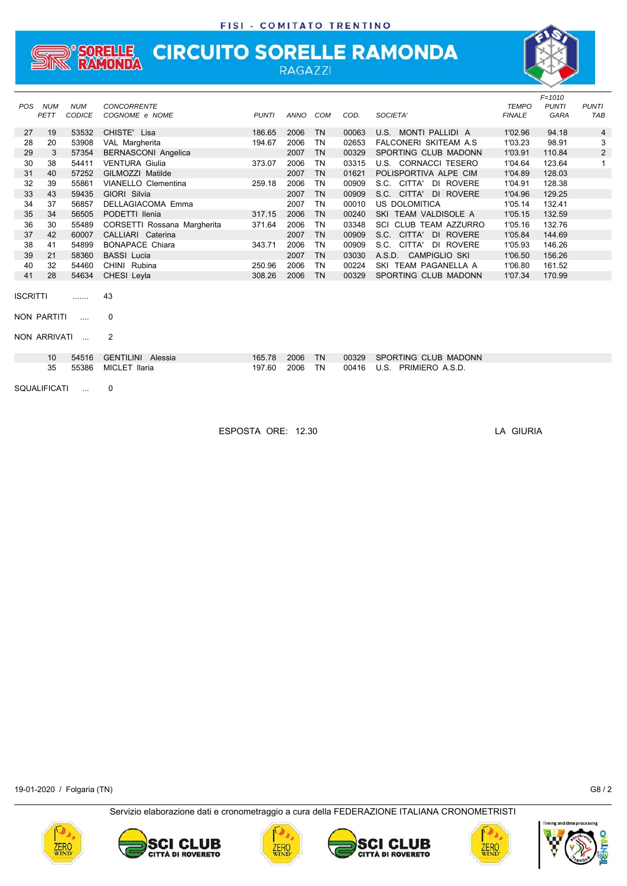FISI - COMITATO TRENTINO

# CIRCUITO SORELLE RAMONDA

RAGAZZI

| POS | NUM PETT | NUM CODICE | CONCORRENTE COGNOME e NOME | PUNTI | ANNO | COM | COD. | SOCIETA' | TEMPO FINALE | F=1010 PUNTI GARA | PUNTI TAB |
|---|---|---|---|---|---|---|---|---|---|---|---|
| 27 | 19 | 53532 | CHISTE' Lisa | 186.65 | 2006 | TN | 00063 | U.S. MONTI PALLIDI A | 1'02.96 | 94.18 | 4 |
| 28 | 20 | 53908 | VAL Margherita | 194.67 | 2006 | TN | 02653 | FALCONERI SKITEAM A.S | 1'03.23 | 98.91 | 3 |
| 29 | 3 | 57354 | BERNASCONI Angelica | | 2007 | TN | 00329 | SPORTING CLUB MADONN | 1'03.91 | 110.84 | 2 |
| 30 | 38 | 54411 | VENTURA Giulia | 373.07 | 2006 | TN | 03315 | U.S. CORNACCI TESERO | 1'04.64 | 123.64 | 1 |
| 31 | 40 | 57252 | GILMOZZI Matilde | | 2007 | TN | 01621 | POLISPORTIVA ALPE CIM | 1'04.89 | 128.03 | |
| 32 | 39 | 55861 | VIANELLO Clementina | 259.18 | 2006 | TN | 00909 | S.C. CITTA' DI ROVERE | 1'04.91 | 128.38 | |
| 33 | 43 | 59435 | GIORI Silvia | | 2007 | TN | 00909 | S.C. CITTA' DI ROVERE | 1'04.96 | 129.25 | |
| 34 | 37 | 56857 | DELLAGIACOMA Emma | | 2007 | TN | 00010 | US DOLOMITICA | 1'05.14 | 132.41 | |
| 35 | 34 | 56505 | PODETTI Ilenia | 317.15 | 2006 | TN | 00240 | SKI TEAM VALDISOLE A | 1'05.15 | 132.59 | |
| 36 | 30 | 55489 | CORSETTI Rossana Margherita | 371.64 | 2006 | TN | 03348 | SCI CLUB TEAM AZZURRO | 1'05.16 | 132.76 | |
| 37 | 42 | 60007 | CALLIARI Caterina | | 2007 | TN | 00909 | S.C. CITTA' DI ROVERE | 1'05.84 | 144.69 | |
| 38 | 41 | 54899 | BONAPACE Chiara | 343.71 | 2006 | TN | 00909 | S.C. CITTA' DI ROVERE | 1'05.93 | 146.26 | |
| 39 | 21 | 58360 | BASSI Lucia | | 2007 | TN | 03030 | A.S.D. CAMPIGLIO SKI | 1'06.50 | 156.26 | |
| 40 | 32 | 54460 | CHINI Rubina | 250.96 | 2006 | TN | 00224 | SKI TEAM PAGANELLA A | 1'06.80 | 161.52 | |
| 41 | 28 | 54634 | CHESI Leyla | 308.26 | 2006 | TN | 00329 | SPORTING CLUB MADONN | 1'07.34 | 170.99 | |

ISCRITTI ....... 43

NON PARTITI .... 0

NON ARRIVATI ... 2

| NUM PETT | NUM CODICE | COGNOME e NOME | PUNTI | ANNO | COM | COD. | SOCIETA' |
|---|---|---|---|---|---|---|---|
| 10 | 54516 | GENTILINI Alessia | 165.78 | 2006 | TN | 00329 | SPORTING CLUB MADONN |
| 35 | 55386 | MICLET Ilaria | 197.60 | 2006 | TN | 00416 | U.S. PRIMIERO A.S.D. |

SQUALIFICATI ... 0

ESPOSTA ORE: 12.30

LA GIURIA

19-01-2020 / Folgaria (TN)

G8 / 2

Servizio elaborazione dati e cronometraggio a cura della FEDERAZIONE ITALIANA CRONOMETRISTI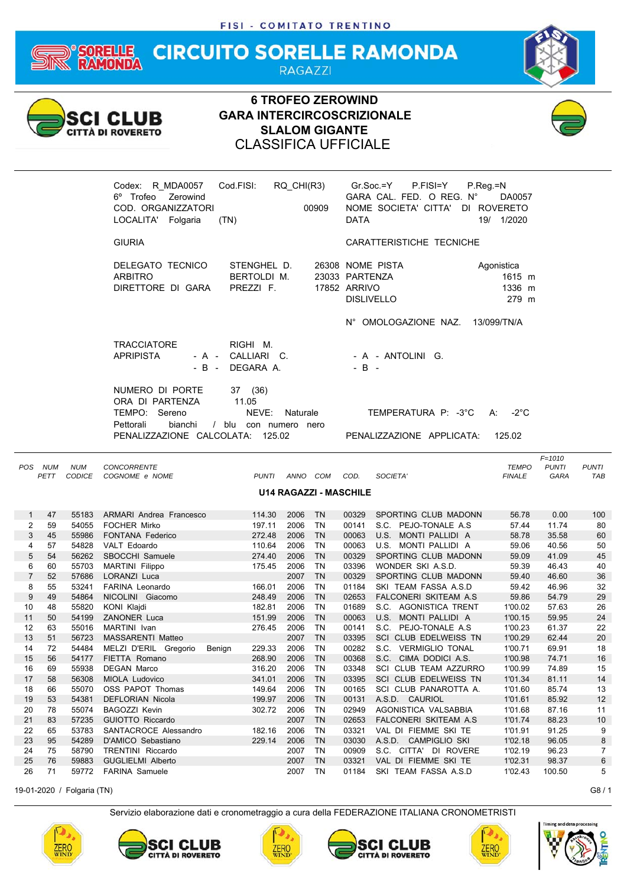FISI - COMITATO TRENTINO

# CIRCUITO SORELLE RAMONDA

RAGAZZI

## 6 TROFEO ZEROWIND
## GARA INTERCIRCOSCRIZIONALE
## SLALOM GIGANTE
## CLASSIFICA UFFICIALE

Codex: R_MDA0057 Cod.FISI: RQ_CHI(R3) Gr.Soc.=Y P.FISI=Y P.Reg.=N
6° Trofeo Zerowind GARA CAL. FED. O REG. N° DA0057
COD. ORGANIZZATORI 00909 NOME SOCIETA' CITTA' DI ROVERETO
LOCALITA' Folgaria (TN) DATA 19/ 1/2020

GIURIA

DELEGATO TECNICO STENGHEL D. 26308
ARBITRO BERTOLDI M. 23033
DIRETTORE DI GARA PREZZI F. 17852

CARATTERISTICHE TECNICHE

NOME PISTA Agonistica
PARTENZA 1615 m
ARRIVO 1336 m
DISLIVELLO 279 m

N° OMOLOGAZIONE NAZ. 13/099/TN/A

TRACCIATORE RIGHI M.
APRIPISTA - A - CALLIARI C. - A - ANTOLINI G.
- B - DEGARA A. - B -

NUMERO DI PORTE 37 (36)
ORA DI PARTENZA 11.05
TEMPO: Sereno NEVE: Naturale TEMPERATURA P: -3°C A: -2°C
Pettorali bianchi / blu con numero nero
PENALIZZAZIONE CALCOLATA: 125.02 PENALIZZAZIONE APPLICATA: 125.02

### U14 RAGAZZI - MASCHILE

| POS | NUM PETT | NUM CODICE | CONCORRENTE COGNOME e NOME | PUNTI | ANNO | COM | COD. | SOCIETA' | TEMPO FINALE | F=1010 PUNTI GARA | PUNTI TAB |
|---|---|---|---|---|---|---|---|---|---|---|---|
| 1 | 47 | 55183 | ARMARI Andrea Francesco | 114.30 | 2006 | TN | 00329 | SPORTING CLUB MADONN | 56.78 | 0.00 | 100 |
| 2 | 59 | 54055 | FOCHER Mirko | 197.11 | 2006 | TN | 00141 | S.C. PEJO-TONALE A.S | 57.44 | 11.74 | 80 |
| 3 | 45 | 55986 | FONTANA Federico | 272.48 | 2006 | TN | 00063 | U.S. MONTI PALLIDI A | 58.78 | 35.58 | 60 |
| 4 | 57 | 54828 | VALT Edoardo | 110.64 | 2006 | TN | 00063 | U.S. MONTI PALLIDI A | 59.06 | 40.56 | 50 |
| 5 | 54 | 56262 | SBOCCHI Samuele | 274.40 | 2006 | TN | 00329 | SPORTING CLUB MADONN | 59.09 | 41.09 | 45 |
| 6 | 60 | 55703 | MARTINI Filippo | 175.45 | 2006 | TN | 03396 | WONDER SKI A.S.D. | 59.39 | 46.43 | 40 |
| 7 | 52 | 57686 | LORANZI Luca | | 2007 | TN | 00329 | SPORTING CLUB MADONN | 59.40 | 46.60 | 36 |
| 8 | 55 | 53241 | FARINA Leonardo | 166.01 | 2006 | TN | 01184 | SKI TEAM FASSA A.S.D | 59.42 | 46.96 | 32 |
| 9 | 49 | 54864 | NICOLINI Giacomo | 248.49 | 2006 | TN | 02653 | FALCONERI SKITEAM A.S | 59.86 | 54.79 | 29 |
| 10 | 48 | 55820 | KONI Klajdi | 182.81 | 2006 | TN | 01689 | S.C. AGONISTICA TRENT | 1'00.02 | 57.63 | 26 |
| 11 | 50 | 54199 | ZANONER Luca | 151.99 | 2006 | TN | 00063 | U.S. MONTI PALLIDI A | 1'00.15 | 59.95 | 24 |
| 12 | 63 | 55016 | MARTINI Ivan | 276.45 | 2006 | TN | 00141 | S.C. PEJO-TONALE A.S | 1'00.23 | 61.37 | 22 |
| 13 | 51 | 56723 | MASSARENTI Matteo | | 2007 | TN | 03395 | SCI CLUB EDELWEISS TN | 1'00.29 | 62.44 | 20 |
| 14 | 72 | 54484 | MELZI D'ERIL Gregorio Benign | 229.33 | 2006 | TN | 00282 | S.C. VERMIGLIO TONAL | 1'00.71 | 69.91 | 18 |
| 15 | 56 | 54177 | FIETTA Romano | 268.90 | 2006 | TN | 00368 | S.C. CIMA DODICI A.S. | 1'00.98 | 74.71 | 16 |
| 16 | 69 | 55938 | DEGAN Marco | 316.20 | 2006 | TN | 03348 | SCI CLUB TEAM AZZURRO | 1'00.99 | 74.89 | 15 |
| 17 | 58 | 56308 | MIOLA Ludovico | 341.01 | 2006 | TN | 03395 | SCI CLUB EDELWEISS TN | 1'01.34 | 81.11 | 14 |
| 18 | 66 | 55070 | OSS PAPOT Thomas | 149.64 | 2006 | TN | 00165 | SCI CLUB PANAROTTA A. | 1'01.60 | 85.74 | 13 |
| 19 | 53 | 54381 | DEFLORIAN Nicola | 199.97 | 2006 | TN | 00131 | A.S.D. CAURIOL | 1'01.61 | 85.92 | 12 |
| 20 | 78 | 55074 | BAGOZZI Kevin | 302.72 | 2006 | TN | 02949 | AGONISTICA VALSABBIA | 1'01.68 | 87.16 | 11 |
| 21 | 83 | 57235 | GUIOTTO Riccardo | | 2007 | TN | 02653 | FALCONERI SKITEAM A.S | 1'01.74 | 88.23 | 10 |
| 22 | 65 | 53783 | SANTACROCE Alessandro | 182.16 | 2006 | TN | 03321 | VAL DI FIEMME SKI TE | 1'01.91 | 91.25 | 9 |
| 23 | 95 | 54289 | D'AMICO Sebastiano | 229.14 | 2006 | TN | 03030 | A.S.D. CAMPIGLIO SKI | 1'02.18 | 96.05 | 8 |
| 24 | 75 | 58790 | TRENTINI Riccardo | | 2007 | TN | 00909 | S.C. CITTA' DI ROVERE | 1'02.19 | 96.23 | 7 |
| 25 | 76 | 59883 | GUGLIELMI Alberto | | 2007 | TN | 03321 | VAL DI FIEMME SKI TE | 1'02.31 | 98.37 | 6 |
| 26 | 71 | 59772 | FARINA Samuele | | 2007 | TN | 01184 | SKI TEAM FASSA A.S.D | 1'02.43 | 100.50 | 5 |

19-01-2020 / Folgaria (TN)

Servizio elaborazione dati e cronometraggio a cura della FEDERAZIONE ITALIANA CRONOMETRISTI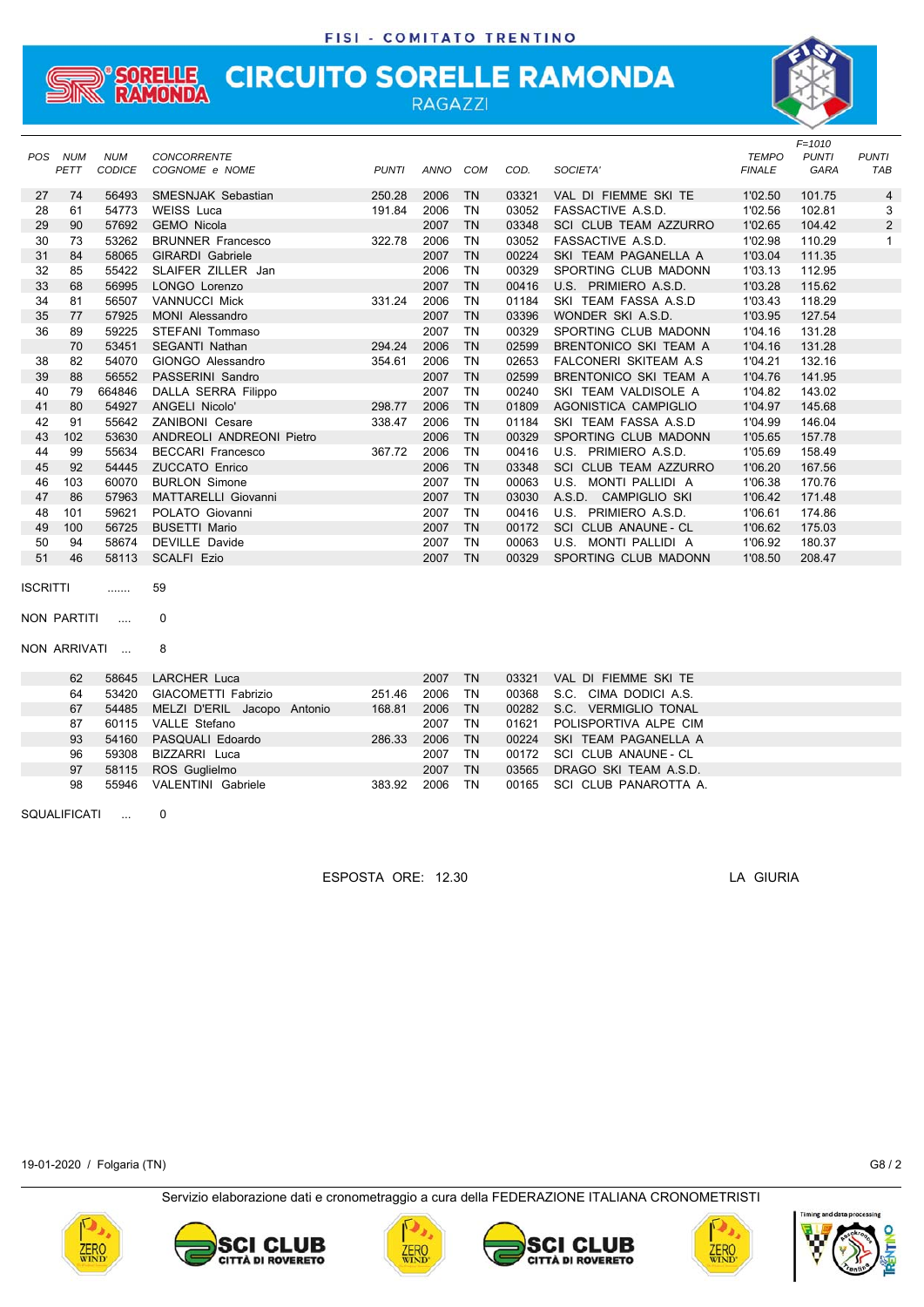FISI - COMITATO TRENTINO

# CIRCUITO SORELLE RAMONDA

RAGAZZI

| POS | NUM PETT | NUM CODICE | CONCORRENTE COGNOME e NOME | PUNTI | ANNO | COM | COD. | SOCIETA' | TEMPO FINALE | F=1010 PUNTI GARA | PUNTI TAB |
|---|---|---|---|---|---|---|---|---|---|---|---|
| 27 | 74 | 56493 | SMESNJAK Sebastian | 250.28 | 2006 | TN | 03321 | VAL DI FIEMME SKI TE | 1'02.50 | 101.75 | 4 |
| 28 | 61 | 54773 | WEISS Luca | 191.84 | 2006 | TN | 03052 | FASSACTIVE A.S.D. | 1'02.56 | 102.81 | 3 |
| 29 | 90 | 57692 | GEMO Nicola | | 2007 | TN | 03348 | SCI CLUB TEAM AZZURRO | 1'02.65 | 104.42 | 2 |
| 30 | 73 | 53262 | BRUNNER Francesco | 322.78 | 2006 | TN | 03052 | FASSACTIVE A.S.D. | 1'02.98 | 110.29 | 1 |
| 31 | 84 | 58065 | GIRARDI Gabriele | | 2007 | TN | 00224 | SKI TEAM PAGANELLA A | 1'03.04 | 111.35 | |
| 32 | 85 | 55422 | SLAIFER ZILLER Jan | | 2006 | TN | 00329 | SPORTING CLUB MADONN | 1'03.13 | 112.95 | |
| 33 | 68 | 56995 | LONGO Lorenzo | | 2007 | TN | 00416 | U.S. PRIMIERO A.S.D. | 1'03.28 | 115.62 | |
| 34 | 81 | 56507 | VANNUCCI Mick | 331.24 | 2006 | TN | 01184 | SKI TEAM FASSA A.S.D | 1'03.43 | 118.29 | |
| 35 | 77 | 57925 | MONI Alessandro | | 2007 | TN | 03396 | WONDER SKI A.S.D. | 1'03.95 | 127.54 | |
| 36 | 89 | 59225 | STEFANI Tommaso | | 2007 | TN | 00329 | SPORTING CLUB MADONN | 1'04.16 | 131.28 | |
| | 70 | 53451 | SEGANTI Nathan | 294.24 | 2006 | TN | 02599 | BRENTONICO SKI TEAM A | 1'04.16 | 131.28 | |
| 38 | 82 | 54070 | GIONGO Alessandro | 354.61 | 2006 | TN | 02653 | FALCONERI SKITEAM A.S | 1'04.21 | 132.16 | |
| 39 | 88 | 56552 | PASSERINI Sandro | | 2007 | TN | 02599 | BRENTONICO SKI TEAM A | 1'04.76 | 141.95 | |
| 40 | 79 | 664846 | DALLA SERRA Filippo | | 2007 | TN | 00240 | SKI TEAM VALDISOLE A | 1'04.82 | 143.02 | |
| 41 | 80 | 54927 | ANGELI Nicolo' | 298.77 | 2006 | TN | 01809 | AGONISTICA CAMPIGLIO | 1'04.97 | 145.68 | |
| 42 | 91 | 55642 | ZANIBONI Cesare | 338.47 | 2006 | TN | 01184 | SKI TEAM FASSA A.S.D | 1'04.99 | 146.04 | |
| 43 | 102 | 53630 | ANDREOLI ANDREONI Pietro | | 2006 | TN | 00329 | SPORTING CLUB MADONN | 1'05.65 | 157.78 | |
| 44 | 99 | 55634 | BECCARI Francesco | 367.72 | 2006 | TN | 00416 | U.S. PRIMIERO A.S.D. | 1'05.69 | 158.49 | |
| 45 | 92 | 54445 | ZUCCATO Enrico | | 2006 | TN | 03348 | SCI CLUB TEAM AZZURRO | 1'06.20 | 167.56 | |
| 46 | 103 | 60070 | BURLON Simone | | 2007 | TN | 00063 | U.S. MONTI PALLIDI A | 1'06.38 | 170.76 | |
| 47 | 86 | 57963 | MATTARELLI Giovanni | | 2007 | TN | 03030 | A.S.D. CAMPIGLIO SKI | 1'06.42 | 171.48 | |
| 48 | 101 | 59621 | POLATO Giovanni | | 2007 | TN | 00416 | U.S. PRIMIERO A.S.D. | 1'06.61 | 174.86 | |
| 49 | 100 | 56725 | BUSETTI Mario | | 2007 | TN | 00172 | SCI CLUB ANAUNE - CL | 1'06.62 | 175.03 | |
| 50 | 94 | 58674 | DEVILLE Davide | | 2007 | TN | 00063 | U.S. MONTI PALLIDI A | 1'06.92 | 180.37 | |
| 51 | 46 | 58113 | SCALFI Ezio | | 2007 | TN | 00329 | SPORTING CLUB MADONN | 1'08.50 | 208.47 | |

ISCRITTI ....... 59

NON PARTITI .... 0

NON ARRIVATI ... 8

| NUM PETT | NUM CODICE | COGNOME e NOME | PUNTI | ANNO | COM | COD. | SOCIETA' |
|---|---|---|---|---|---|---|---|
| 62 | 58645 | LARCHER Luca | | 2007 | TN | 03321 | VAL DI FIEMME SKI TE |
| 64 | 53420 | GIACOMETTI Fabrizio | 251.46 | 2006 | TN | 00368 | S.C. CIMA DODICI A.S. |
| 67 | 54485 | MELZI D'ERIL Jacopo Antonio | 168.81 | 2006 | TN | 00282 | S.C. VERMIGLIO TONAL |
| 87 | 60115 | VALLE Stefano | | 2007 | TN | 01621 | POLISPORTIVA ALPE CIM |
| 93 | 54160 | PASQUALI Edoardo | 286.33 | 2006 | TN | 00224 | SKI TEAM PAGANELLA A |
| 96 | 59308 | BIZZARRI Luca | | 2007 | TN | 00172 | SCI CLUB ANAUNE - CL |
| 97 | 58115 | ROS Guglielmo | | 2007 | TN | 03565 | DRAGO SKI TEAM A.S.D. |
| 98 | 55946 | VALENTINI Gabriele | 383.92 | 2006 | TN | 00165 | SCI CLUB PANAROTTA A. |

SQUALIFICATI ... 0

ESPOSTA ORE: 12.30

LA GIURIA

19-01-2020 / Folgaria (TN)

G8 / 2

Servizio elaborazione dati e cronometraggio a cura della FEDERAZIONE ITALIANA CRONOMETRISTI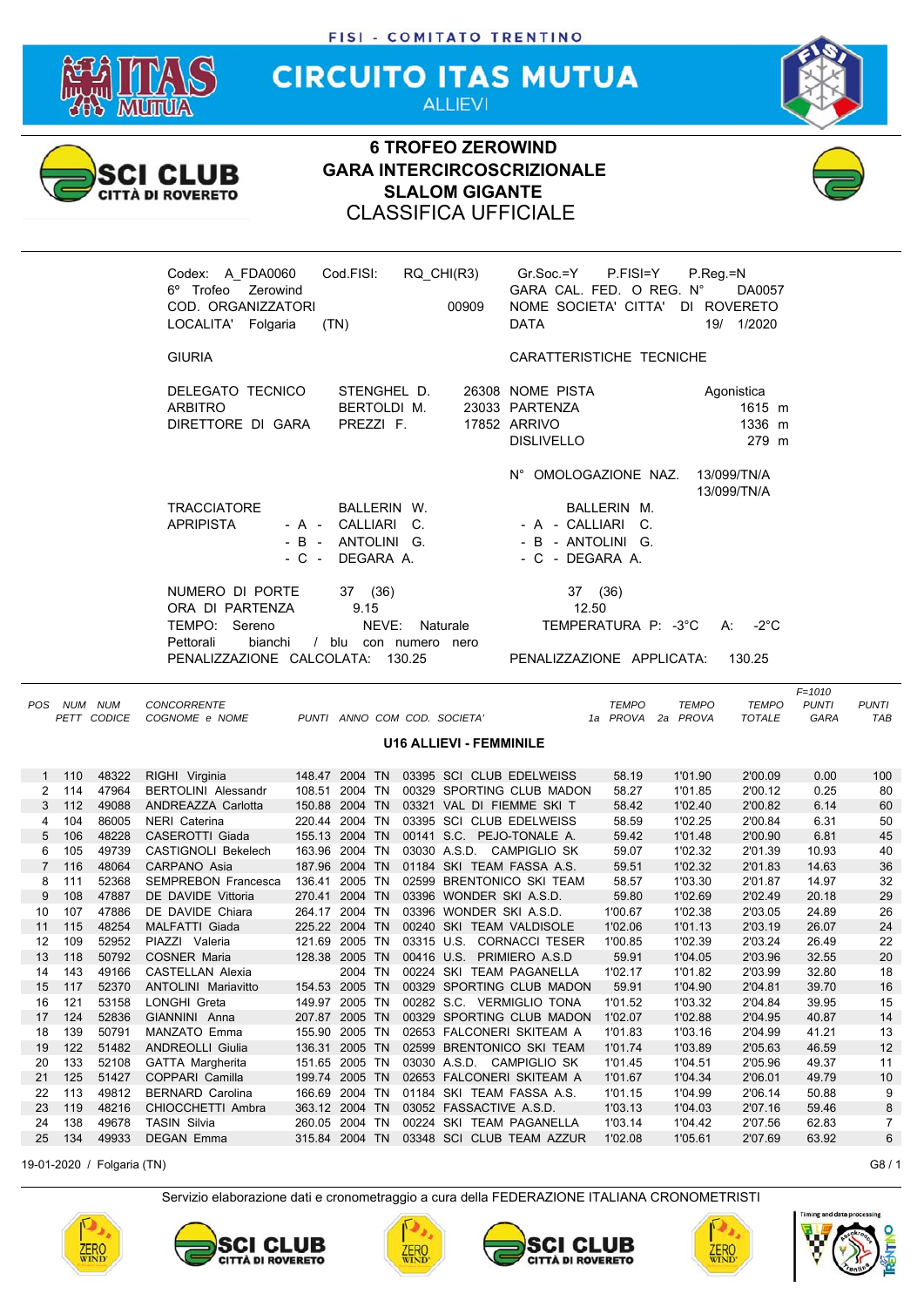FISI - COMITATO TRENTINO

# CIRCUITO ITAS MUTUA

ALLIEVI

## 6 TROFEO ZEROWIND
## GARA INTERCIRCOSCRIZIONALE
## SLALOM GIGANTE
## CLASSIFICA UFFICIALE

Codex: A_FDA0060 Cod.FISI: RQ_CHI(R3) Gr.Soc.=Y P.FISI=Y P.Reg.=N
6° Trofeo Zerowind GARA CAL. FED. O REG. N° DA0057
COD. ORGANIZZATORI 00909 NOME SOCIETA' CITTA' DI ROVERETO
LOCALITA' Folgaria (TN) DATA 19/ 1/2020

GIURIA

| | | | | |
|---|---|---|---|---|
| DELEGATO TECNICO | STENGHEL D. | 26308 | NOME PISTA | Agonistica |
| ARBITRO | BERTOLDI M. | 23033 | PARTENZA | 1615 m |
| DIRETTORE DI GARA | PREZZI F. | 17852 | ARRIVO | 1336 m |
| | | | DISLIVELLO | 279 m |

CARATTERISTICHE TECNICHE

N° OMOLOGAZIONE NAZ. 13/099/TN/A 13/099/TN/A

| | | |
|---|---|---|
| TRACCIATORE | BALLERIN W. | BALLERIN M. |
| APRIPISTA - A - | CALLIARI C. | - A - CALLIARI C. |
| - B - | ANTOLINI G. | - B - ANTOLINI G. |
| - C - | DEGARA A. | - C - DEGARA A. |
| NUMERO DI PORTE | 37 (36) | 37 (36) |
| ORA DI PARTENZA | 9.15 | 12.50 |

TEMPO: Sereno NEVE: Naturale TEMPERATURA P: -3°C A: -2°C
Pettorali bianchi / blu con numero nero
PENALIZZAZIONE CALCOLATA: 130.25 PENALIZZAZIONE APPLICATA: 130.25

### U16 ALLIEVI - FEMMINILE

| POS | NUM PETT | NUM CODICE | CONCORRENTE COGNOME e NOME | PUNTI | ANNO | COM | COD. | SOCIETA' | TEMPO 1a PROVA | TEMPO 2a PROVA | TEMPO TOTALE | F=1010 PUNTI GARA | PUNTI TAB |
|---|---|---|---|---|---|---|---|---|---|---|---|---|---|
| 1 | 110 | 48322 | RIGHI Virginia | 148.47 | 2004 | TN | 03395 | SCI CLUB EDELWEISS | 58.19 | 1'01.90 | 2'00.09 | 0.00 | 100 |
| 2 | 114 | 47964 | BERTOLINI Alessandr | 108.51 | 2004 | TN | 00329 | SPORTING CLUB MADON | 58.27 | 1'01.85 | 2'00.12 | 0.25 | 80 |
| 3 | 112 | 49088 | ANDREAZZA Carlotta | 150.88 | 2004 | TN | 03321 | VAL DI FIEMME SKI T | 58.42 | 1'02.40 | 2'00.82 | 6.14 | 60 |
| 4 | 104 | 86005 | NERI Caterina | 220.44 | 2004 | TN | 03395 | SCI CLUB EDELWEISS | 58.59 | 1'02.25 | 2'00.84 | 6.31 | 50 |
| 5 | 106 | 48228 | CASEROTTI Giada | 155.13 | 2004 | TN | 00141 | S.C. PEJO-TONALE A. | 59.42 | 1'01.48 | 2'00.90 | 6.81 | 45 |
| 6 | 105 | 49739 | CASTIGNOLI Bekelech | 163.96 | 2004 | TN | 03030 | A.S.D. CAMPIGLIO SK | 59.07 | 1'02.32 | 2'01.39 | 10.93 | 40 |
| 7 | 116 | 48064 | CARPANO Asia | 187.96 | 2004 | TN | 01184 | SKI TEAM FASSA A.S. | 59.51 | 1'02.32 | 2'01.83 | 14.63 | 36 |
| 8 | 111 | 52368 | SEMPREBON Francesca | 136.41 | 2005 | TN | 02599 | BRENTONICO SKI TEAM | 58.57 | 1'03.30 | 2'01.87 | 14.97 | 32 |
| 9 | 108 | 47887 | DE DAVIDE Vittoria | 270.41 | 2004 | TN | 03396 | WONDER SKI A.S.D. | 59.80 | 1'02.69 | 2'02.49 | 20.18 | 29 |
| 10 | 107 | 47886 | DE DAVIDE Chiara | 264.17 | 2004 | TN | 03396 | WONDER SKI A.S.D. | 1'00.67 | 1'02.38 | 2'03.05 | 24.89 | 26 |
| 11 | 115 | 48254 | MALFATTI Giada | 225.22 | 2004 | TN | 00240 | SKI TEAM VALDISOLE | 1'02.06 | 1'01.13 | 2'03.19 | 26.07 | 24 |
| 12 | 109 | 52952 | PIAZZI Valeria | 121.69 | 2005 | TN | 03315 | U.S. CORNACCI TESER | 1'00.85 | 1'02.39 | 2'03.24 | 26.49 | 22 |
| 13 | 118 | 50792 | CONSER Maria | 128.38 | 2005 | TN | 00416 | U.S. PRIMIERO A.S.D | 59.91 | 1'04.05 | 2'03.96 | 32.55 | 20 |
| 14 | 143 | 49166 | CASTELLAN Alexia | | 2004 | TN | 00224 | SKI TEAM PAGANELLA | 1'02.17 | 1'01.82 | 2'03.99 | 32.80 | 18 |
| 15 | 117 | 52370 | ANTOLINI Mariavitto | 154.53 | 2005 | TN | 00329 | SPORTING CLUB MADON | 59.91 | 1'04.90 | 2'04.81 | 39.70 | 16 |
| 16 | 121 | 53158 | LONGHI Greta | 149.97 | 2005 | TN | 00282 | S.C. VERMIGLIO TONA | 1'01.52 | 1'03.32 | 2'04.84 | 39.95 | 15 |
| 17 | 124 | 52836 | GIANNINI Anna | 207.87 | 2005 | TN | 00329 | SPORTING CLUB MADON | 1'02.07 | 1'02.88 | 2'04.95 | 40.87 | 14 |
| 18 | 139 | 50791 | MANZATO Emma | 155.90 | 2005 | TN | 02653 | FALCONERI SKITEAM A | 1'01.83 | 1'03.16 | 2'04.99 | 41.21 | 13 |
| 19 | 122 | 51482 | ANDREOLLI Giulia | 136.31 | 2005 | TN | 02599 | BRENTONICO SKI TEAM | 1'01.74 | 1'03.89 | 2'05.63 | 46.59 | 12 |
| 20 | 133 | 52108 | GATTA Margherita | 151.65 | 2005 | TN | 03030 | A.S.D. CAMPIGLIO SK | 1'01.45 | 1'04.51 | 2'05.96 | 49.37 | 11 |
| 21 | 125 | 51427 | COPPARI Camilla | 199.74 | 2005 | TN | 02653 | FALCONERI SKITEAM A | 1'01.67 | 1'04.34 | 2'06.01 | 49.79 | 10 |
| 22 | 113 | 49812 | BERNARD Carolina | 166.69 | 2004 | TN | 01184 | SKI TEAM FASSA A.S. | 1'01.15 | 1'04.99 | 2'06.14 | 50.88 | 9 |
| 23 | 119 | 48216 | CHIOCCHETTI Ambra | 363.12 | 2004 | TN | 03052 | FASSACTIVE A.S.D. | 1'03.13 | 1'04.03 | 2'07.16 | 59.46 | 8 |
| 24 | 138 | 49678 | TASIN Silvia | 260.05 | 2004 | TN | 00224 | SKI TEAM PAGANELLA | 1'03.14 | 1'04.42 | 2'07.56 | 62.83 | 7 |
| 25 | 134 | 49933 | DEGAN Emma | 315.84 | 2004 | TN | 03348 | SCI CLUB TEAM AZZUR | 1'02.08 | 1'05.61 | 2'07.69 | 63.92 | 6 |

19-01-2020 / Folgaria (TN)

Servizio elaborazione dati e cronometraggio a cura della FEDERAZIONE ITALIANA CRONOMETRISTI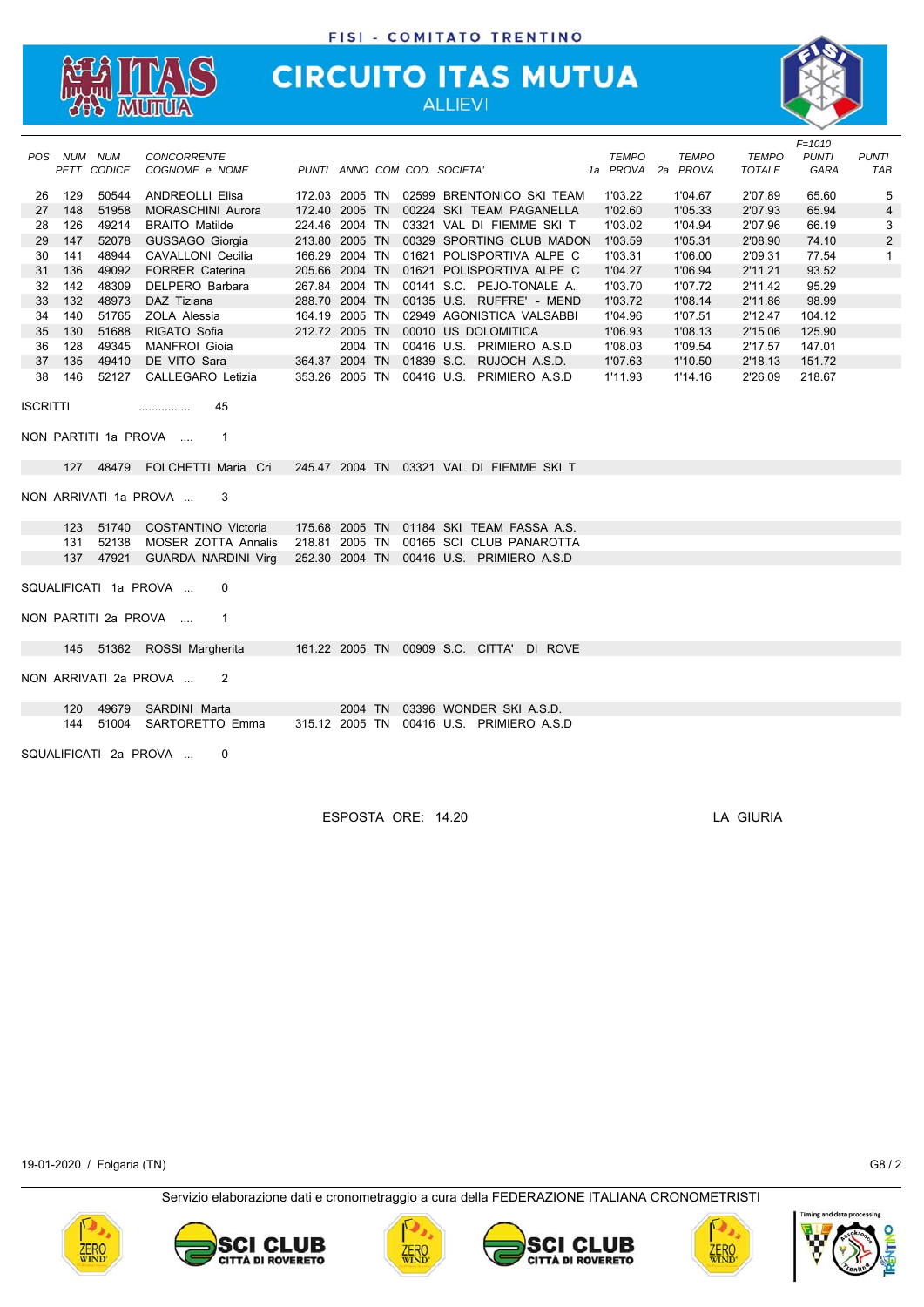FISI - COMITATO TRENTINO

# CIRCUITO ITAS MUTUA

## ALLIEVI

| POS | NUM PETT | NUM CODICE | CONCORRENTE COGNOME e NOME | PUNTI | ANNO | COM | COD. SOCIETA' | TEMPO 1a PROVA | TEMPO 2a PROVA | TEMPO TOTALE | F=1010 PUNTI GARA | PUNTI TAB |
|---|---|---|---|---|---|---|---|---|---|---|---|---|
| 26 | 129 | 50544 | ANDREOLLI Elisa | 172.03 | 2005 | TN | 02599 BRENTONICO SKI TEAM | 1'03.22 | 1'04.67 | 2'07.89 | 65.60 | 5 |
| 27 | 148 | 51958 | MORASCHINI Aurora | 172.40 | 2005 | TN | 00224 SKI TEAM PAGANELLA | 1'02.60 | 1'05.33 | 2'07.93 | 65.94 | 4 |
| 28 | 126 | 49214 | BRAITO Matilde | 224.46 | 2004 | TN | 03321 VAL DI FIEMME SKI T | 1'03.02 | 1'04.94 | 2'07.96 | 66.19 | 3 |
| 29 | 147 | 52078 | GUSSAGO Giorgia | 213.80 | 2005 | TN | 00329 SPORTING CLUB MADON | 1'03.59 | 1'05.31 | 2'08.90 | 74.10 | 2 |
| 30 | 141 | 48944 | CAVALLONI Cecilia | 166.29 | 2004 | TN | 01621 POLISPORTIVA ALPE C | 1'03.31 | 1'06.00 | 2'09.31 | 77.54 | 1 |
| 31 | 136 | 49092 | FORRER Caterina | 205.66 | 2004 | TN | 01621 POLISPORTIVA ALPE C | 1'04.27 | 1'06.94 | 2'11.21 | 93.52 | |
| 32 | 142 | 48309 | DELPERO Barbara | 267.84 | 2004 | TN | 00141 S.C. PEJO-TONALE A. | 1'03.70 | 1'07.72 | 2'11.42 | 95.29 | |
| 33 | 132 | 48973 | DAZ Tiziana | 288.70 | 2004 | TN | 00135 U.S. RUFFRE' - MEND | 1'03.72 | 1'08.14 | 2'11.86 | 98.99 | |
| 34 | 140 | 51765 | ZOLA Alessia | 164.19 | 2005 | TN | 02949 AGONISTICA VALSABBI | 1'04.96 | 1'07.51 | 2'12.47 | 104.12 | |
| 35 | 130 | 51688 | RIGATO Sofia | 212.72 | 2005 | TN | 00010 US DOLOMITICA | 1'06.93 | 1'08.13 | 2'15.06 | 125.90 | |
| 36 | 128 | 49345 | MANFROI Gioia | | 2004 | TN | 00416 U.S. PRIMIERO A.S.D | 1'08.03 | 1'09.54 | 2'17.57 | 147.01 | |
| 37 | 135 | 49410 | DE VITO Sara | 364.37 | 2004 | TN | 01839 S.C. RUJOCH A.S.D. | 1'07.63 | 1'10.50 | 2'18.13 | 151.72 | |
| 38 | 146 | 52127 | CALLEGARO Letizia | 353.26 | 2005 | TN | 00416 U.S. PRIMIERO A.S.D | 1'11.93 | 1'14.16 | 2'26.09 | 218.67 | |

ISCRITTI ................ 45

NON PARTITI 1a PROVA .... 1

| NUM PETT | NUM CODICE | CONCORRENTE | PUNTI | ANNO | COM | COD. SOCIETA' |
|---|---|---|---|---|---|---|
| 127 | 48479 | FOLCHETTI Maria Cri | 245.47 | 2004 | TN | 03321 VAL DI FIEMME SKI T |

NON ARRIVATI 1a PROVA ... 3

| NUM PETT | NUM CODICE | CONCORRENTE | PUNTI | ANNO | COM | COD. SOCIETA' |
|---|---|---|---|---|---|---|
| 123 | 51740 | COSTANTINO Victoria | 175.68 | 2005 | TN | 01184 SKI TEAM FASSA A.S. |
| 131 | 52138 | MOSER ZOTTA Annalis | 218.81 | 2005 | TN | 00165 SCI CLUB PANAROTTA |
| 137 | 47921 | GUARDA NARDINI Virg | 252.30 | 2004 | TN | 00416 U.S. PRIMIERO A.S.D |

SQUALIFICATI 1a PROVA ... 0

NON PARTITI 2a PROVA .... 1

| NUM PETT | NUM CODICE | CONCORRENTE | PUNTI | ANNO | COM | COD. SOCIETA' |
|---|---|---|---|---|---|---|
| 145 | 51362 | ROSSI Margherita | 161.22 | 2005 | TN | 00909 S.C. CITTA' DI ROVE |

NON ARRIVATI 2a PROVA ... 2

| NUM PETT | NUM CODICE | CONCORRENTE | PUNTI | ANNO | COM | COD. SOCIETA' |
|---|---|---|---|---|---|---|
| 120 | 49679 | SARDINI Marta | | 2004 | TN | 03396 WONDER SKI A.S.D. |
| 144 | 51004 | SARTORETTO Emma | 315.12 | 2005 | TN | 00416 U.S. PRIMIERO A.S.D |

SQUALIFICATI 2a PROVA ... 0

ESPOSTA ORE: 14.20

LA GIURIA

19-01-2020 / Folgaria (TN)

Servizio elaborazione dati e cronometraggio a cura della FEDERAZIONE ITALIANA CRONOMETRISTI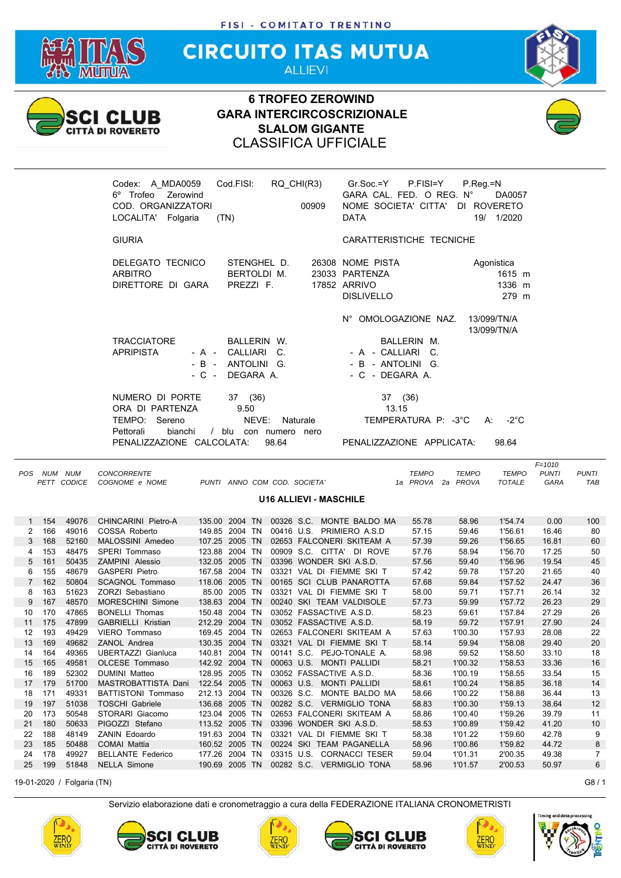FISI - COMITATO TRENTINO

# CIRCUITO ITAS MUTUA

ALLIEVI

## 6 TROFEO ZEROWIND
## GARA INTERCIRCOSCRIZIONALE
## SLALOM GIGANTE
## CLASSIFICA UFFICIALE

| | | | | | |
|---|---|---|---|---|---|
| Codex: A_MDA0059 | Cod.FISI: | RQ_CHI(R3) | Gr.Soc.=Y | P.FISI=Y | P.Reg.=N |
| 6° Trofeo Zerowind | | | GARA CAL. FED. O REG. N° | | DA0057 |
| COD. ORGANIZZATORI | | 00909 | NOME SOCIETA' CITTA' DI ROVERETO | | |
| LOCALITA' Folgaria (TN) | | | DATA | | 19/ 1/2020 |

| GIURIA | | | CARATTERISTICHE TECNICHE | |
|---|---|---|---|---|
| DELEGATO TECNICO | STENGHEL D. | 26308 | NOME PISTA | Agonistica |
| ARBITRO | BERTOLDI M. | 23033 | PARTENZA | 1615 m |
| DIRETTORE DI GARA | PREZZI F. | 17852 | ARRIVO | 1336 m |
| | | | DISLIVELLO | 279 m |
| | | | N° OMOLOGAZIONE NAZ. | 13/099/TN/A 13/099/TN/A |

| | | |
|---|---|---|
| TRACCIATORE | BALLERIN W. | BALLERIN M. |
| APRIPISTA - A - | CALLIARI C. | - A - CALLIARI C. |
| - B - | ANTOLINI G. | - B - ANTOLINI G. |
| - C - | DEGARA A. | - C - DEGARA A. |

| | | |
|---|---|---|
| NUMERO DI PORTE | 37 (36) | 37 (36) |
| ORA DI PARTENZA | 9.50 | 13.15 |
| TEMPO: Sereno | NEVE: Naturale | TEMPERATURA P: -3°C A: -2°C |
| Pettorali bianchi / blu con numero nero | | |
| PENALIZZAZIONE CALCOLATA: | 98.64 | PENALIZZAZIONE APPLICATA: 98.64 |

### U16 ALLIEVI - MASCHILE

| POS | NUM PETT | NUM CODICE | CONCORRENTE COGNOME e NOME | PUNTI | ANNO | COM | COD. | SOCIETA' | TEMPO 1a PROVA | TEMPO 2a PROVA | TEMPO TOTALE | F=1010 PUNTI GARA | PUNTI TAB |
|---|---|---|---|---|---|---|---|---|---|---|---|---|---|
| 1 | 154 | 49076 | CHINCARINI Pietro-A | 135.00 | 2004 | TN | 00326 | S.C. MONTE BALDO MA | 55.78 | 58.96 | 1'54.74 | 0.00 | 100 |
| 2 | 166 | 49016 | COSSA Roberto | 149.85 | 2004 | TN | 00416 | U.S. PRIMIERO A.S.D | 57.15 | 59.46 | 1'56.61 | 16.46 | 80 |
| 3 | 168 | 52160 | MALOSSINI Amedeo | 107.25 | 2005 | TN | 02653 | FALCONERI SKITEAM A | 57.39 | 59.26 | 1'56.65 | 16.81 | 60 |
| 4 | 153 | 48475 | SPERI Tommaso | 123.88 | 2004 | TN | 00909 | S.C. CITTA' DI ROVE | 57.76 | 58.94 | 1'56.70 | 17.25 | 50 |
| 5 | 161 | 50435 | ZAMPINI Alessio | 132.05 | 2005 | TN | 03396 | WONDER SKI A.S.D. | 57.56 | 59.40 | 1'56.96 | 19.54 | 45 |
| 6 | 155 | 48679 | GASPERI Pietro | 167.58 | 2004 | TN | 03321 | VAL DI FIEMME SKI T | 57.42 | 59.78 | 1'57.20 | 21.65 | 40 |
| 7 | 162 | 50804 | SCAGNOL Tommaso | 118.06 | 2005 | TN | 00165 | SCI CLUB PANAROTTA | 57.68 | 59.84 | 1'57.52 | 24.47 | 36 |
| 8 | 163 | 51623 | ZORZI Sebastiano | 85.00 | 2005 | TN | 03321 | VAL DI FIEMME SKI T | 58.00 | 59.71 | 1'57.71 | 26.14 | 32 |
| 9 | 167 | 48570 | MORESCHINI Simone | 138.63 | 2004 | TN | 00240 | SKI TEAM VALDISOLE | 57.73 | 59.99 | 1'57.72 | 26.23 | 29 |
| 10 | 170 | 47865 | BONELLI Thomas | 150.48 | 2004 | TN | 03052 | FASSACTIVE A.S.D. | 58.23 | 59.61 | 1'57.84 | 27.29 | 26 |
| 11 | 175 | 47899 | GABRIELLI Kristian | 212.29 | 2004 | TN | 03052 | FASSACTIVE A.S.D. | 58.19 | 59.72 | 1'57.91 | 27.90 | 24 |
| 12 | 193 | 49429 | VIERO Tommaso | 169.45 | 2004 | TN | 02653 | FALCONERI SKITEAM A | 57.63 | 1'00.30 | 1'57.93 | 28.08 | 22 |
| 13 | 169 | 49682 | ZANOL Andrea | 130.35 | 2004 | TN | 03321 | VAL DI FIEMME SKI T | 58.14 | 59.94 | 1'58.08 | 29.40 | 20 |
| 14 | 164 | 49365 | UBERTAZZI Gianluca | 140.81 | 2004 | TN | 00141 | S.C. PEJO-TONALE A. | 58.98 | 59.52 | 1'58.50 | 33.10 | 18 |
| 15 | 165 | 49581 | OLCESE Tommaso | 142.92 | 2004 | TN | 00063 | U.S. MONTI PALLIDI | 58.21 | 1'00.32 | 1'58.53 | 33.36 | 16 |
| 16 | 189 | 52302 | DUMINI Matteo | 128.95 | 2005 | TN | 03052 | FASSACTIVE A.S.D. | 58.36 | 1'00.19 | 1'58.55 | 33.54 | 15 |
| 17 | 179 | 51700 | MASTROBATTISTA Dani | 122.54 | 2005 | TN | 00063 | U.S. MONTI PALLIDI | 58.61 | 1'00.24 | 1'58.85 | 36.18 | 14 |
| 18 | 171 | 49331 | BATTISTONI Tommaso | 212.13 | 2004 | TN | 00326 | S.C. MONTE BALDO MA | 58.66 | 1'00.22 | 1'58.88 | 36.44 | 13 |
| 19 | 197 | 51038 | TOSCHI Gabriele | 136.68 | 2005 | TN | 00282 | S.C. VERMIGLIO TONA | 58.83 | 1'00.30 | 1'59.13 | 38.64 | 12 |
| 20 | 173 | 50548 | STORARI Giacomo | 123.04 | 2005 | TN | 02653 | FALCONERI SKITEAM A | 58.86 | 1'00.40 | 1'59.26 | 39.79 | 11 |
| 21 | 180 | 50633 | PIGOZZI Stefano | 113.52 | 2005 | TN | 03396 | WONDER SKI A.S.D. | 58.53 | 1'00.89 | 1'59.42 | 41.20 | 10 |
| 22 | 188 | 48149 | ZANIN Edoardo | 191.63 | 2004 | TN | 03321 | VAL DI FIEMME SKI T | 58.38 | 1'01.22 | 1'59.60 | 42.78 | 9 |
| 23 | 185 | 50488 | COMAI Mattia | 160.52 | 2005 | TN | 00224 | SKI TEAM PAGANELLA | 58.96 | 1'00.86 | 1'59.82 | 44.72 | 8 |
| 24 | 178 | 49927 | BELLANTE Federico | 177.26 | 2004 | TN | 03315 | U.S. CORNACCI TESER | 59.04 | 1'01.31 | 2'00.35 | 49.38 | 7 |
| 25 | 199 | 51848 | NELLA Simone | 190.69 | 2005 | TN | 00282 | S.C. VERMIGLIO TONA | 58.96 | 1'01.57 | 2'00.53 | 50.97 | 6 |

19-01-2020 / Folgaria (TN)

Servizio elaborazione dati e cronometraggio a cura della FEDERAZIONE ITALIANA CRONOMETRISTI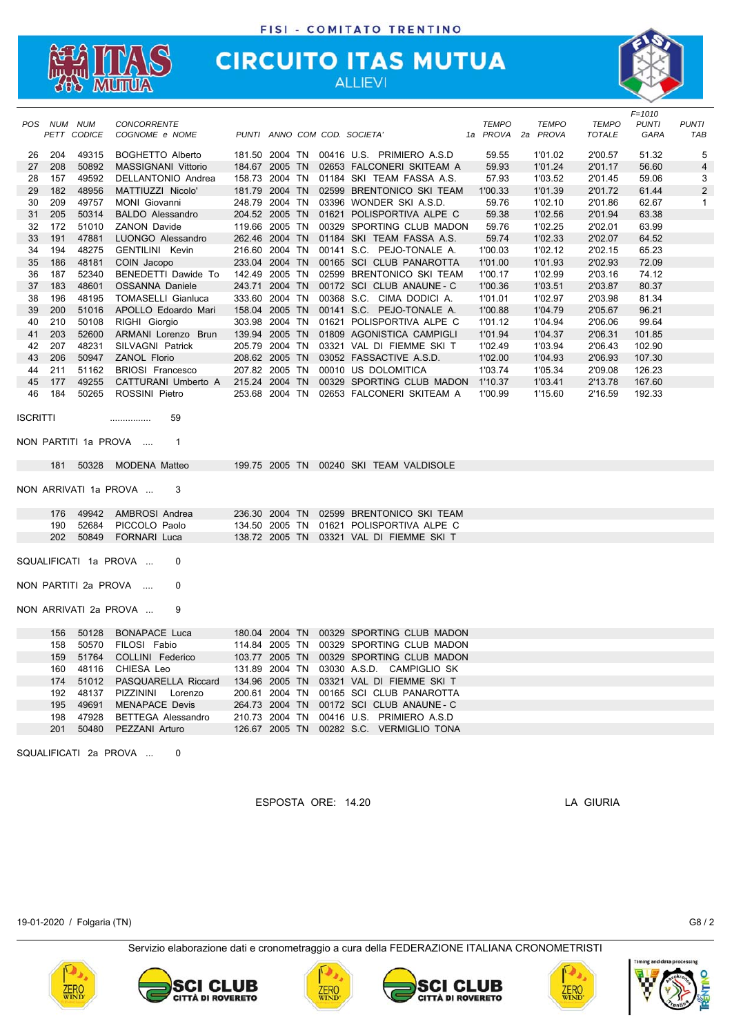FISI - COMITATO TRENTINO

# CIRCUITO ITAS MUTUA

ALLIEVI

| POS | NUM PETT | NUM CODICE | CONCORRENTE COGNOME e NOME | PUNTI | ANNO | COM | COD. | SOCIETA' | TEMPO 1a PROVA | TEMPO 2a PROVA | TEMPO TOTALE | F=1010 PUNTI GARA | PUNTI TAB |
|---|---|---|---|---|---|---|---|---|---|---|---|---|---|
| 26 | 204 | 49315 | BOGHETTO Alberto | 181.50 | 2004 | TN | 00416 | U.S. PRIMIERO A.S.D | 59.55 | 1'01.02 | 2'00.57 | 51.32 | 5 |
| 27 | 208 | 50892 | MASSIGNANI Vittorio | 184.67 | 2005 | TN | 02653 | FALCONERI SKITEAM A | 59.93 | 1'01.24 | 2'01.17 | 56.60 | 4 |
| 28 | 157 | 49592 | DELLANTONIO Andrea | 158.73 | 2004 | TN | 01184 | SKI TEAM FASSA A.S. | 57.93 | 1'03.52 | 2'01.45 | 59.06 | 3 |
| 29 | 182 | 48956 | MATTIUZZI Nicolo' | 181.79 | 2004 | TN | 02599 | BRENTONICO SKI TEAM | 1'00.33 | 1'01.39 | 2'01.72 | 61.44 | 2 |
| 30 | 209 | 49757 | MONI Giovanni | 248.79 | 2004 | TN | 03396 | WONDER SKI A.S.D. | 59.76 | 1'02.10 | 2'01.86 | 62.67 | 1 |
| 31 | 205 | 50314 | BALDO Alessandro | 204.52 | 2005 | TN | 01621 | POLISPORTIVA ALPE C | 59.38 | 1'02.56 | 2'01.94 | 63.38 | |
| 32 | 172 | 51010 | ZANON Davide | 119.66 | 2005 | TN | 00329 | SPORTING CLUB MADON | 59.76 | 1'02.25 | 2'02.01 | 63.99 | |
| 33 | 191 | 47881 | LUONGO Alessandro | 262.46 | 2004 | TN | 01184 | SKI TEAM FASSA A.S. | 59.74 | 1'02.33 | 2'02.07 | 64.52 | |
| 34 | 194 | 48275 | GENTILINI Kevin | 216.60 | 2004 | TN | 00141 | S.C. PEJO-TONALE A. | 1'00.03 | 1'02.12 | 2'02.15 | 65.23 | |
| 35 | 186 | 48181 | COIN Jacopo | 233.04 | 2004 | TN | 00165 | SCI CLUB PANAROTTA | 1'01.00 | 1'01.93 | 2'02.93 | 72.09 | |
| 36 | 187 | 52340 | BENEDETTI Dawide To | 142.49 | 2005 | TN | 02599 | BRENTONICO SKI TEAM | 1'00.17 | 1'02.99 | 2'03.16 | 74.12 | |
| 37 | 183 | 48601 | OSSANNA Daniele | 243.71 | 2004 | TN | 00172 | SCI CLUB ANAUNE - C | 1'00.36 | 1'03.51 | 2'03.87 | 80.37 | |
| 38 | 196 | 48195 | TOMASELLI Gianluca | 333.60 | 2004 | TN | 00368 | S.C. CIMA DODICI A. | 1'01.01 | 1'02.97 | 2'03.98 | 81.34 | |
| 39 | 200 | 51016 | APOLLO Edoardo Mari | 158.04 | 2005 | TN | 00141 | S.C. PEJO-TONALE A. | 1'00.88 | 1'04.79 | 2'05.67 | 96.21 | |
| 40 | 210 | 50108 | RIGHI Giorgio | 303.98 | 2004 | TN | 01621 | POLISPORTIVA ALPE C | 1'01.12 | 1'04.94 | 2'06.06 | 99.64 | |
| 41 | 203 | 52600 | ARMANI Lorenzo Brun | 139.94 | 2005 | TN | 01809 | AGONISTICA CAMPIGLI | 1'01.94 | 1'04.37 | 2'06.31 | 101.85 | |
| 42 | 207 | 48231 | SILVAGNI Patrick | 205.79 | 2004 | TN | 03321 | VAL DI FIEMME SKI T | 1'02.49 | 1'03.94 | 2'06.43 | 102.90 | |
| 43 | 206 | 50947 | ZANOL Florio | 208.62 | 2005 | TN | 03052 | FASSACTIVE A.S.D. | 1'02.00 | 1'04.93 | 2'06.93 | 107.30 | |
| 44 | 211 | 51162 | BRIOSI Francesco | 207.82 | 2005 | TN | 00010 | US DOLOMITICA | 1'03.74 | 1'05.34 | 2'09.08 | 126.23 | |
| 45 | 177 | 49255 | CATTURANI Umberto A | 215.24 | 2004 | TN | 00329 | SPORTING CLUB MADON | 1'10.37 | 1'03.41 | 2'13.78 | 167.60 | |
| 46 | 184 | 50265 | ROSSINI Pietro | 253.68 | 2004 | TN | 02653 | FALCONERI SKITEAM A | 1'00.99 | 1'15.60 | 2'16.59 | 192.33 | |

ISCRITTI ................ 59

NON PARTITI 1a PROVA .... 1

| | | | | | | | |
|---|---|---|---|---|---|---|---|
| 181 | 50328 | MODENA Matteo | 199.75 | 2005 | TN | 00240 | SKI TEAM VALDISOLE |

NON ARRIVATI 1a PROVA ... 3

| | | | | | | | |
|---|---|---|---|---|---|---|---|
| 176 | 49942 | AMBROSI Andrea | 236.30 | 2004 | TN | 02599 | BRENTONICO SKI TEAM |
| 190 | 52684 | PICCOLO Paolo | 134.50 | 2005 | TN | 01621 | POLISPORTIVA ALPE C |
| 202 | 50849 | FORNARI Luca | 138.72 | 2005 | TN | 03321 | VAL DI FIEMME SKI T |

SQUALIFICATI 1a PROVA ... 0

NON PARTITI 2a PROVA .... 0

NON ARRIVATI 2a PROVA ... 9

| | | | | | | | |
|---|---|---|---|---|---|---|---|
| 156 | 50128 | BONAPACE Luca | 180.04 | 2004 | TN | 00329 | SPORTING CLUB MADON |
| 158 | 50570 | FILOSI Fabio | 114.84 | 2005 | TN | 00329 | SPORTING CLUB MADON |
| 159 | 51764 | COLLINI Federico | 103.77 | 2005 | TN | 00329 | SPORTING CLUB MADON |
| 160 | 48116 | CHIESA Leo | 131.89 | 2004 | TN | 03030 | A.S.D. CAMPIGLIO SK |
| 174 | 51012 | PASQUARELLA Riccard | 134.96 | 2005 | TN | 03321 | VAL DI FIEMME SKI T |
| 192 | 48137 | PIZZININI Lorenzo | 200.61 | 2004 | TN | 00165 | SCI CLUB PANAROTTA |
| 195 | 49691 | MENAPACE Devis | 264.73 | 2004 | TN | 00172 | SCI CLUB ANAUNE - C |
| 198 | 47928 | BETTEGA Alessandro | 210.73 | 2004 | TN | 00416 | U.S. PRIMIERO A.S.D |
| 201 | 50480 | PEZZANI Arturo | 126.67 | 2005 | TN | 00282 | S.C. VERMIGLIO TONA |

SQUALIFICATI 2a PROVA ... 0

ESPOSTA ORE: 14.20

LA GIURIA

19-01-2020 / Folgaria (TN)

Servizio elaborazione dati e cronometraggio a cura della FEDERAZIONE ITALIANA CRONOMETRISTI